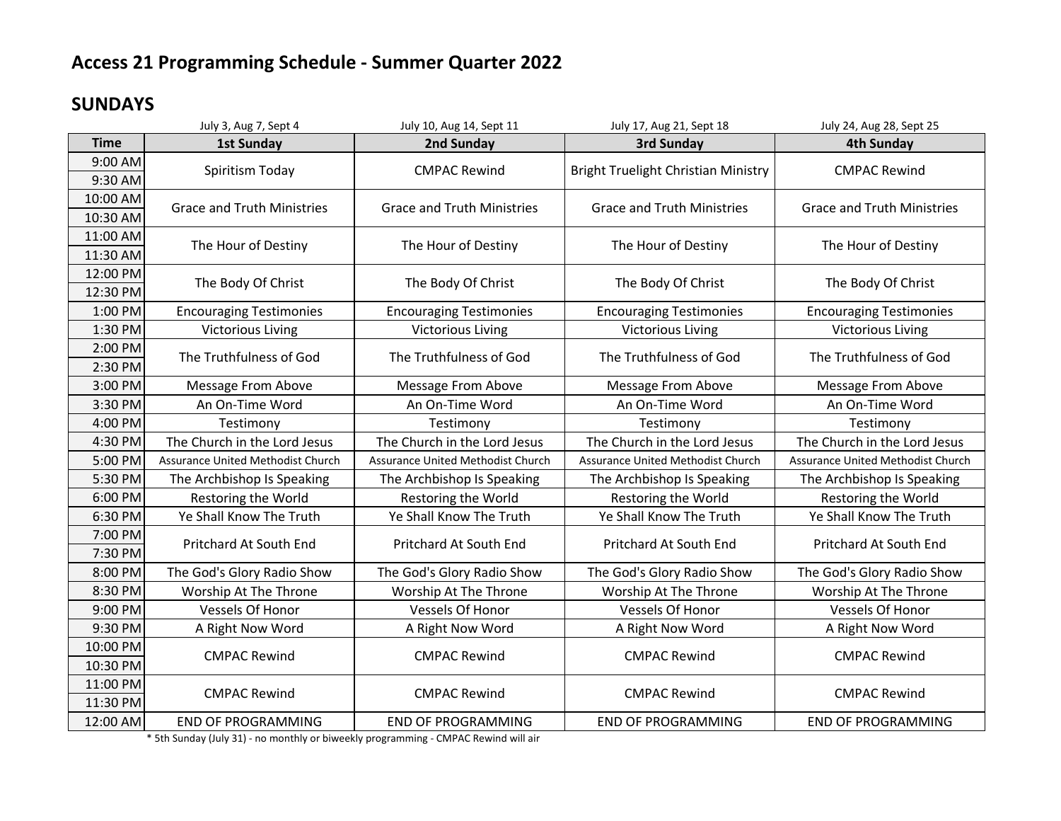# Access 21 Programming Schedule - Summer Quarter 2022

## SUNDAYS

| Time | 1st Sunday (July 3, Aug 7, Sept 4) | 2nd Sunday (July 10, Aug 14, Sept 11) | 3rd Sunday (July 17, Aug 21, Sept 18) | 4th Sunday (July 24, Aug 28, Sept 25) |
|---|---|---|---|---|
| 9:00 AM | Spiritism Today | CMPAC Rewind | Bright Truelight Christian Ministry | CMPAC Rewind |
| 9:30 AM | | | | |
| 10:00 AM | Grace and Truth Ministries | Grace and Truth Ministries | Grace and Truth Ministries | Grace and Truth Ministries |
| 10:30 AM | | | | |
| 11:00 AM | The Hour of Destiny | The Hour of Destiny | The Hour of Destiny | The Hour of Destiny |
| 11:30 AM | | | | |
| 12:00 PM | The Body Of Christ | The Body Of Christ | The Body Of Christ | The Body Of Christ |
| 12:30 PM | | | | |
| 1:00 PM | Encouraging Testimonies | Encouraging Testimonies | Encouraging Testimonies | Encouraging Testimonies |
| 1:30 PM | Victorious Living | Victorious Living | Victorious Living | Victorious Living |
| 2:00 PM | The Truthfulness of God | The Truthfulness of God | The Truthfulness of God | The Truthfulness of God |
| 2:30 PM | | | | |
| 3:00 PM | Message From Above | Message From Above | Message From Above | Message From Above |
| 3:30 PM | An On-Time Word | An On-Time Word | An On-Time Word | An On-Time Word |
| 4:00 PM | Testimony | Testimony | Testimony | Testimony |
| 4:30 PM | The Church in the Lord Jesus | The Church in the Lord Jesus | The Church in the Lord Jesus | The Church in the Lord Jesus |
| 5:00 PM | Assurance United Methodist Church | Assurance United Methodist Church | Assurance United Methodist Church | Assurance United Methodist Church |
| 5:30 PM | The Archbishop Is Speaking | The Archbishop Is Speaking | The Archbishop Is Speaking | The Archbishop Is Speaking |
| 6:00 PM | Restoring the World | Restoring the World | Restoring the World | Restoring the World |
| 6:30 PM | Ye Shall Know The Truth | Ye Shall Know The Truth | Ye Shall Know The Truth | Ye Shall Know The Truth |
| 7:00 PM | Pritchard At South End | Pritchard At South End | Pritchard At South End | Pritchard At South End |
| 7:30 PM | | | | |
| 8:00 PM | The God's Glory Radio Show | The God's Glory Radio Show | The God's Glory Radio Show | The God's Glory Radio Show |
| 8:30 PM | Worship At The Throne | Worship At The Throne | Worship At The Throne | Worship At The Throne |
| 9:00 PM | Vessels Of Honor | Vessels Of Honor | Vessels Of Honor | Vessels Of Honor |
| 9:30 PM | A Right Now Word | A Right Now Word | A Right Now Word | A Right Now Word |
| 10:00 PM | CMPAC Rewind | CMPAC Rewind | CMPAC Rewind | CMPAC Rewind |
| 10:30 PM | | | | |
| 11:00 PM | CMPAC Rewind | CMPAC Rewind | CMPAC Rewind | CMPAC Rewind |
| 11:30 PM | | | | |
| 12:00 AM | END OF PROGRAMMING | END OF PROGRAMMING | END OF PROGRAMMING | END OF PROGRAMMING |

* 5th Sunday (July 31) - no monthly or biweekly programming - CMPAC Rewind will air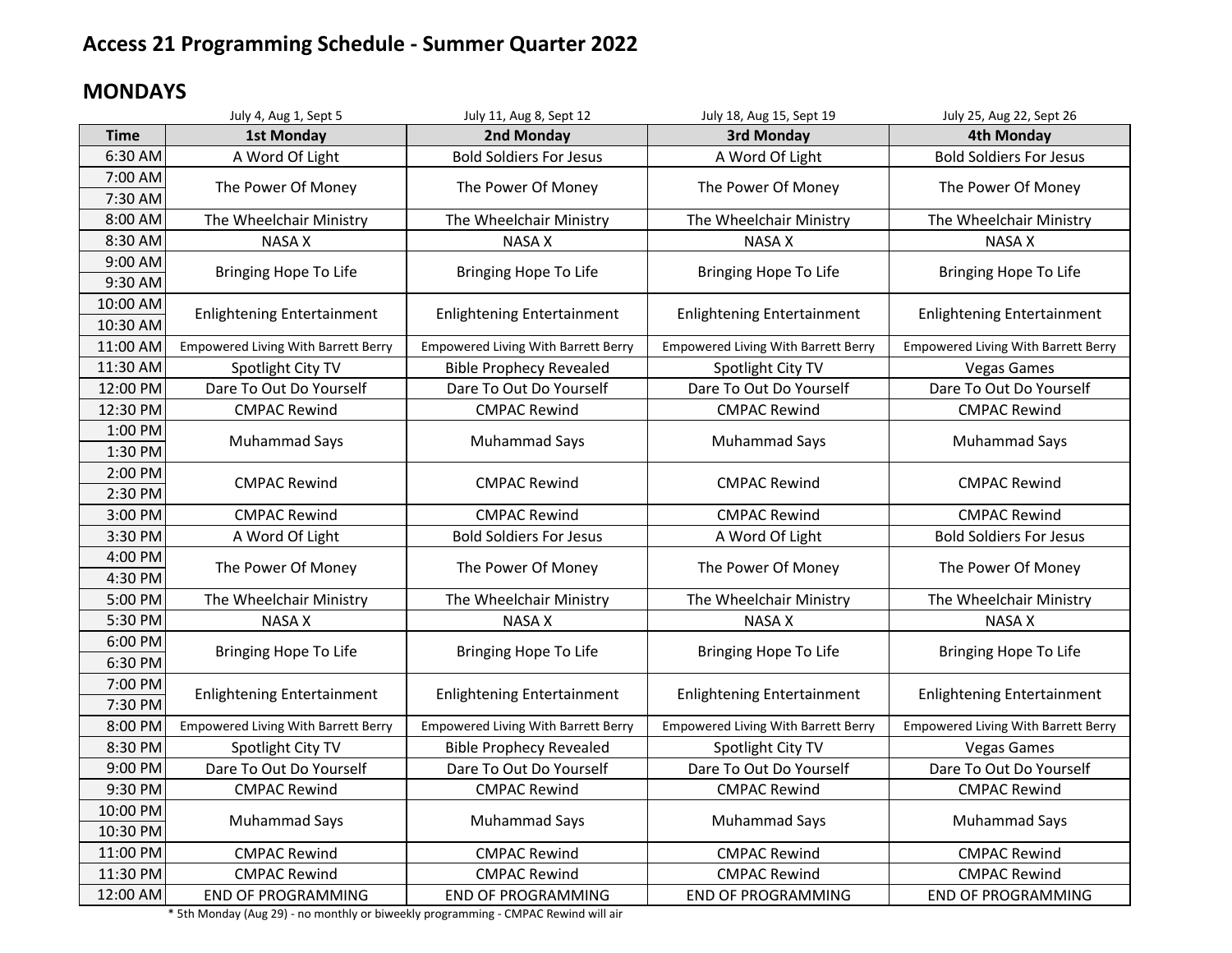## Access 21 Programming Schedule - Summer Quarter 2022

### MONDAYS

| Time | 1st Monday (July 4, Aug 1, Sept 5) | 2nd Monday (July 11, Aug 8, Sept 12) | 3rd Monday (July 18, Aug 15, Sept 19) | 4th Monday (July 25, Aug 22, Sept 26) |
|---|---|---|---|---|
| 6:30 AM | A Word Of Light | Bold Soldiers For Jesus | A Word Of Light | Bold Soldiers For Jesus |
| 7:00 AM | The Power Of Money | The Power Of Money | The Power Of Money | The Power Of Money |
| 7:30 AM | | | | |
| 8:00 AM | The Wheelchair Ministry | The Wheelchair Ministry | The Wheelchair Ministry | The Wheelchair Ministry |
| 8:30 AM | NASA X | NASA X | NASA X | NASA X |
| 9:00 AM | Bringing Hope To Life | Bringing Hope To Life | Bringing Hope To Life | Bringing Hope To Life |
| 9:30 AM | | | | |
| 10:00 AM | Enlightening Entertainment | Enlightening Entertainment | Enlightening Entertainment | Enlightening Entertainment |
| 10:30 AM | | | | |
| 11:00 AM | Empowered Living With Barrett Berry | Empowered Living With Barrett Berry | Empowered Living With Barrett Berry | Empowered Living With Barrett Berry |
| 11:30 AM | Spotlight City TV | Bible Prophecy Revealed | Spotlight City TV | Vegas Games |
| 12:00 PM | Dare To Out Do Yourself | Dare To Out Do Yourself | Dare To Out Do Yourself | Dare To Out Do Yourself |
| 12:30 PM | CMPAC Rewind | CMPAC Rewind | CMPAC Rewind | CMPAC Rewind |
| 1:00 PM | Muhammad Says | Muhammad Says | Muhammad Says | Muhammad Says |
| 1:30 PM | | | | |
| 2:00 PM | CMPAC Rewind | CMPAC Rewind | CMPAC Rewind | CMPAC Rewind |
| 2:30 PM | | | | |
| 3:00 PM | CMPAC Rewind | CMPAC Rewind | CMPAC Rewind | CMPAC Rewind |
| 3:30 PM | A Word Of Light | Bold Soldiers For Jesus | A Word Of Light | Bold Soldiers For Jesus |
| 4:00 PM | The Power Of Money | The Power Of Money | The Power Of Money | The Power Of Money |
| 4:30 PM | | | | |
| 5:00 PM | The Wheelchair Ministry | The Wheelchair Ministry | The Wheelchair Ministry | The Wheelchair Ministry |
| 5:30 PM | NASA X | NASA X | NASA X | NASA X |
| 6:00 PM | Bringing Hope To Life | Bringing Hope To Life | Bringing Hope To Life | Bringing Hope To Life |
| 6:30 PM | | | | |
| 7:00 PM | Enlightening Entertainment | Enlightening Entertainment | Enlightening Entertainment | Enlightening Entertainment |
| 7:30 PM | | | | |
| 8:00 PM | Empowered Living With Barrett Berry | Empowered Living With Barrett Berry | Empowered Living With Barrett Berry | Empowered Living With Barrett Berry |
| 8:30 PM | Spotlight City TV | Bible Prophecy Revealed | Spotlight City TV | Vegas Games |
| 9:00 PM | Dare To Out Do Yourself | Dare To Out Do Yourself | Dare To Out Do Yourself | Dare To Out Do Yourself |
| 9:30 PM | CMPAC Rewind | CMPAC Rewind | CMPAC Rewind | CMPAC Rewind |
| 10:00 PM | Muhammad Says | Muhammad Says | Muhammad Says | Muhammad Says |
| 10:30 PM | | | | |
| 11:00 PM | CMPAC Rewind | CMPAC Rewind | CMPAC Rewind | CMPAC Rewind |
| 11:30 PM | CMPAC Rewind | CMPAC Rewind | CMPAC Rewind | CMPAC Rewind |
| 12:00 AM | END OF PROGRAMMING | END OF PROGRAMMING | END OF PROGRAMMING | END OF PROGRAMMING |

* 5th Monday (Aug 29) - no monthly or biweekly programming - CMPAC Rewind will air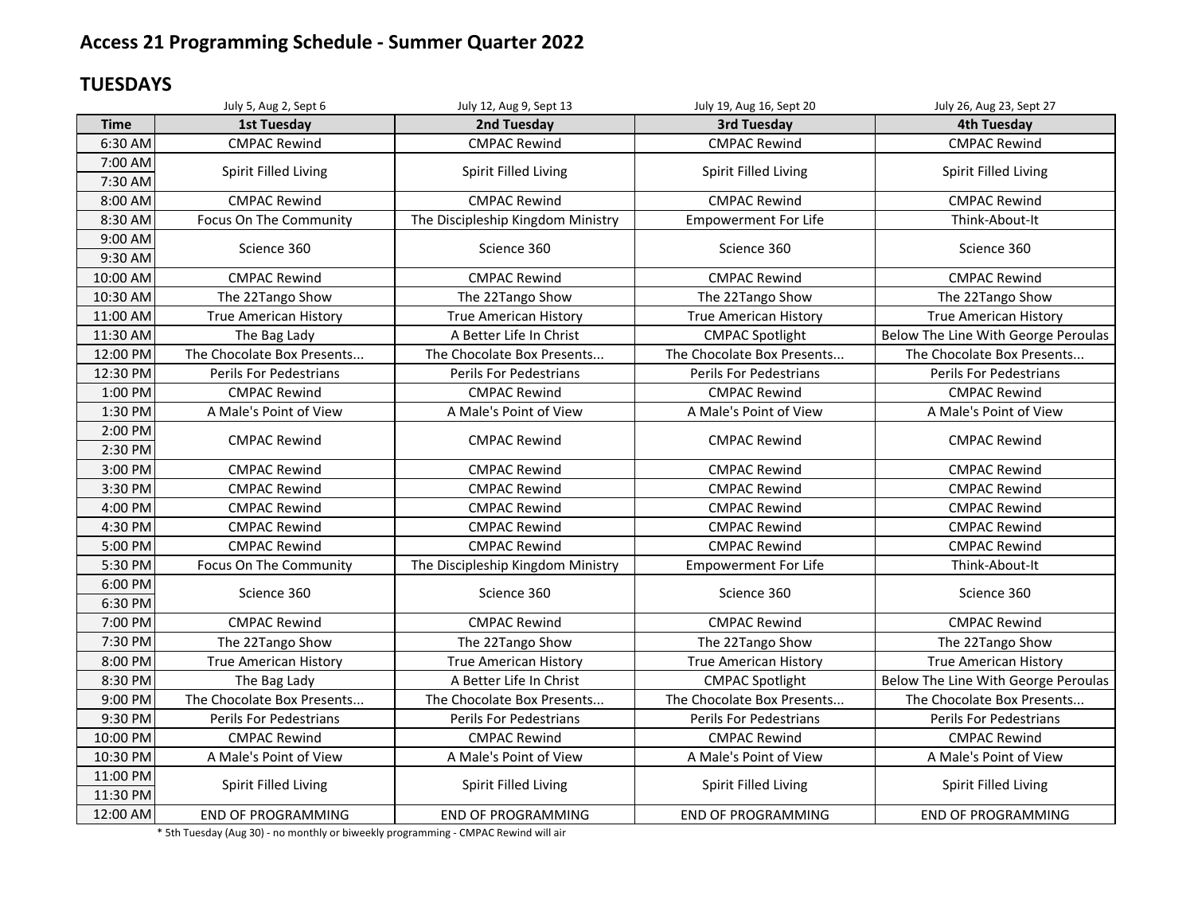# Access 21 Programming Schedule - Summer Quarter 2022

## TUESDAYS

| | July 5, Aug 2, Sept 6 | July 12, Aug 9, Sept 13 | July 19, Aug 16, Sept 20 | July 26, Aug 23, Sept 27 |
|---|---|---|---|---|
| **Time** | **1st Tuesday** | **2nd Tuesday** | **3rd Tuesday** | **4th Tuesday** |
| 6:30 AM | CMPAC Rewind | CMPAC Rewind | CMPAC Rewind | CMPAC Rewind |
| 7:00 AM | Spirit Filled Living | Spirit Filled Living | Spirit Filled Living | Spirit Filled Living |
| 7:30 AM | | | | |
| 8:00 AM | CMPAC Rewind | CMPAC Rewind | CMPAC Rewind | CMPAC Rewind |
| 8:30 AM | Focus On The Community | The Discipleship Kingdom Ministry | Empowerment For Life | Think-About-It |
| 9:00 AM | Science 360 | Science 360 | Science 360 | Science 360 |
| 9:30 AM | | | | |
| 10:00 AM | CMPAC Rewind | CMPAC Rewind | CMPAC Rewind | CMPAC Rewind |
| 10:30 AM | The 22Tango Show | The 22Tango Show | The 22Tango Show | The 22Tango Show |
| 11:00 AM | True American History | True American History | True American History | True American History |
| 11:30 AM | The Bag Lady | A Better Life In Christ | CMPAC Spotlight | Below The Line With George Peroulas |
| 12:00 PM | The Chocolate Box Presents... | The Chocolate Box Presents... | The Chocolate Box Presents... | The Chocolate Box Presents... |
| 12:30 PM | Perils For Pedestrians | Perils For Pedestrians | Perils For Pedestrians | Perils For Pedestrians |
| 1:00 PM | CMPAC Rewind | CMPAC Rewind | CMPAC Rewind | CMPAC Rewind |
| 1:30 PM | A Male's Point of View | A Male's Point of View | A Male's Point of View | A Male's Point of View |
| 2:00 PM | CMPAC Rewind | CMPAC Rewind | CMPAC Rewind | CMPAC Rewind |
| 2:30 PM | | | | |
| 3:00 PM | CMPAC Rewind | CMPAC Rewind | CMPAC Rewind | CMPAC Rewind |
| 3:30 PM | CMPAC Rewind | CMPAC Rewind | CMPAC Rewind | CMPAC Rewind |
| 4:00 PM | CMPAC Rewind | CMPAC Rewind | CMPAC Rewind | CMPAC Rewind |
| 4:30 PM | CMPAC Rewind | CMPAC Rewind | CMPAC Rewind | CMPAC Rewind |
| 5:00 PM | CMPAC Rewind | CMPAC Rewind | CMPAC Rewind | CMPAC Rewind |
| 5:30 PM | Focus On The Community | The Discipleship Kingdom Ministry | Empowerment For Life | Think-About-It |
| 6:00 PM | Science 360 | Science 360 | Science 360 | Science 360 |
| 6:30 PM | | | | |
| 7:00 PM | CMPAC Rewind | CMPAC Rewind | CMPAC Rewind | CMPAC Rewind |
| 7:30 PM | The 22Tango Show | The 22Tango Show | The 22Tango Show | The 22Tango Show |
| 8:00 PM | True American History | True American History | True American History | True American History |
| 8:30 PM | The Bag Lady | A Better Life In Christ | CMPAC Spotlight | Below The Line With George Peroulas |
| 9:00 PM | The Chocolate Box Presents... | The Chocolate Box Presents... | The Chocolate Box Presents... | The Chocolate Box Presents... |
| 9:30 PM | Perils For Pedestrians | Perils For Pedestrians | Perils For Pedestrians | Perils For Pedestrians |
| 10:00 PM | CMPAC Rewind | CMPAC Rewind | CMPAC Rewind | CMPAC Rewind |
| 10:30 PM | A Male's Point of View | A Male's Point of View | A Male's Point of View | A Male's Point of View |
| 11:00 PM | Spirit Filled Living | Spirit Filled Living | Spirit Filled Living | Spirit Filled Living |
| 11:30 PM | | | | |
| 12:00 AM | END OF PROGRAMMING | END OF PROGRAMMING | END OF PROGRAMMING | END OF PROGRAMMING |

* 5th Tuesday (Aug 30) - no monthly or biweekly programming - CMPAC Rewind will air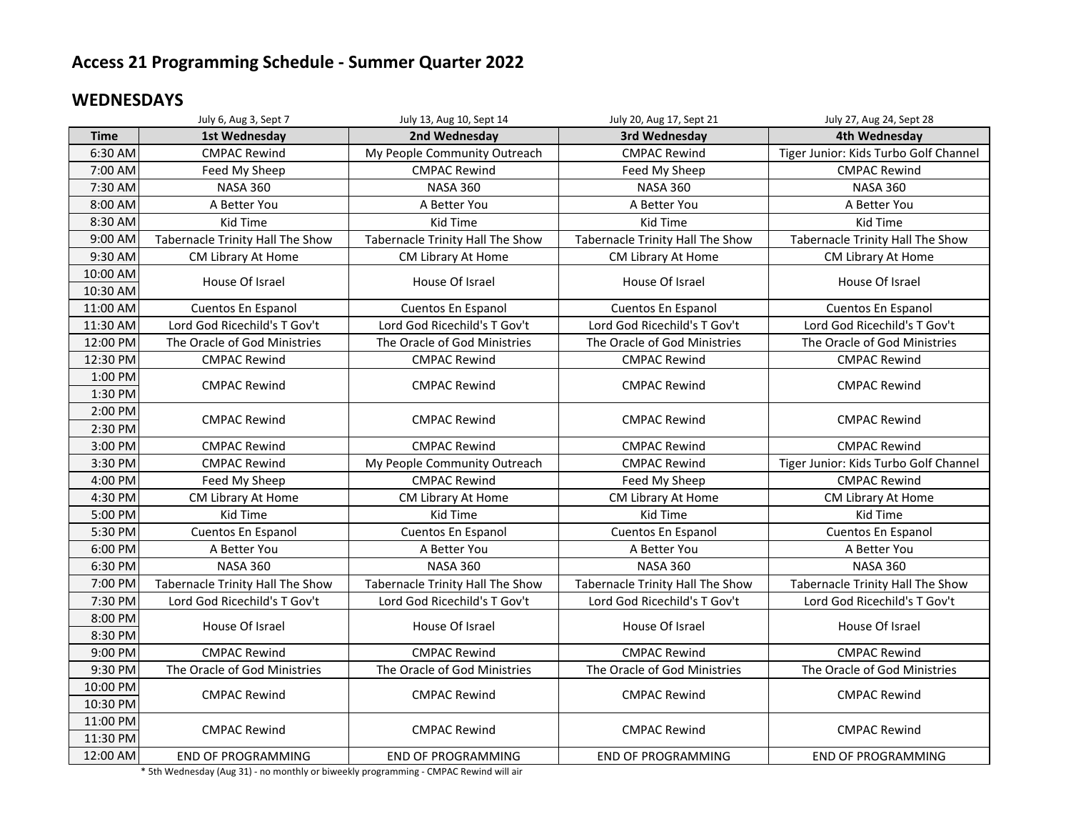# Access 21 Programming Schedule - Summer Quarter 2022

## WEDNESDAYS

| | July 6, Aug 3, Sept 7 | July 13, Aug 10, Sept 14 | July 20, Aug 17, Sept 21 | July 27, Aug 24, Sept 28 |
|---|---|---|---|---|
| **Time** | **1st Wednesday** | **2nd Wednesday** | **3rd Wednesday** | **4th Wednesday** |
| 6:30 AM | CMPAC Rewind | My People Community Outreach | CMPAC Rewind | Tiger Junior: Kids Turbo Golf Channel |
| 7:00 AM | Feed My Sheep | CMPAC Rewind | Feed My Sheep | CMPAC Rewind |
| 7:30 AM | NASA 360 | NASA 360 | NASA 360 | NASA 360 |
| 8:00 AM | A Better You | A Better You | A Better You | A Better You |
| 8:30 AM | Kid Time | Kid Time | Kid Time | Kid Time |
| 9:00 AM | Tabernacle Trinity Hall The Show | Tabernacle Trinity Hall The Show | Tabernacle Trinity Hall The Show | Tabernacle Trinity Hall The Show |
| 9:30 AM | CM Library At Home | CM Library At Home | CM Library At Home | CM Library At Home |
| 10:00 AM | House Of Israel | House Of Israel | House Of Israel | House Of Israel |
| 10:30 AM | | | | |
| 11:00 AM | Cuentos En Espanol | Cuentos En Espanol | Cuentos En Espanol | Cuentos En Espanol |
| 11:30 AM | Lord God Ricechild's T Gov't | Lord God Ricechild's T Gov't | Lord God Ricechild's T Gov't | Lord God Ricechild's T Gov't |
| 12:00 PM | The Oracle of God Ministries | The Oracle of God Ministries | The Oracle of God Ministries | The Oracle of God Ministries |
| 12:30 PM | CMPAC Rewind | CMPAC Rewind | CMPAC Rewind | CMPAC Rewind |
| 1:00 PM | CMPAC Rewind | CMPAC Rewind | CMPAC Rewind | CMPAC Rewind |
| 1:30 PM | | | | |
| 2:00 PM | CMPAC Rewind | CMPAC Rewind | CMPAC Rewind | CMPAC Rewind |
| 2:30 PM | | | | |
| 3:00 PM | CMPAC Rewind | CMPAC Rewind | CMPAC Rewind | CMPAC Rewind |
| 3:30 PM | CMPAC Rewind | My People Community Outreach | CMPAC Rewind | Tiger Junior: Kids Turbo Golf Channel |
| 4:00 PM | Feed My Sheep | CMPAC Rewind | Feed My Sheep | CMPAC Rewind |
| 4:30 PM | CM Library At Home | CM Library At Home | CM Library At Home | CM Library At Home |
| 5:00 PM | Kid Time | Kid Time | Kid Time | Kid Time |
| 5:30 PM | Cuentos En Espanol | Cuentos En Espanol | Cuentos En Espanol | Cuentos En Espanol |
| 6:00 PM | A Better You | A Better You | A Better You | A Better You |
| 6:30 PM | NASA 360 | NASA 360 | NASA 360 | NASA 360 |
| 7:00 PM | Tabernacle Trinity Hall The Show | Tabernacle Trinity Hall The Show | Tabernacle Trinity Hall The Show | Tabernacle Trinity Hall The Show |
| 7:30 PM | Lord God Ricechild's T Gov't | Lord God Ricechild's T Gov't | Lord God Ricechild's T Gov't | Lord God Ricechild's T Gov't |
| 8:00 PM | House Of Israel | House Of Israel | House Of Israel | House Of Israel |
| 8:30 PM | | | | |
| 9:00 PM | CMPAC Rewind | CMPAC Rewind | CMPAC Rewind | CMPAC Rewind |
| 9:30 PM | The Oracle of God Ministries | The Oracle of God Ministries | The Oracle of God Ministries | The Oracle of God Ministries |
| 10:00 PM | CMPAC Rewind | CMPAC Rewind | CMPAC Rewind | CMPAC Rewind |
| 10:30 PM | | | | |
| 11:00 PM | CMPAC Rewind | CMPAC Rewind | CMPAC Rewind | CMPAC Rewind |
| 11:30 PM | | | | |
| 12:00 AM | END OF PROGRAMMING | END OF PROGRAMMING | END OF PROGRAMMING | END OF PROGRAMMING |

* 5th Wednesday (Aug 31) - no monthly or biweekly programming - CMPAC Rewind will air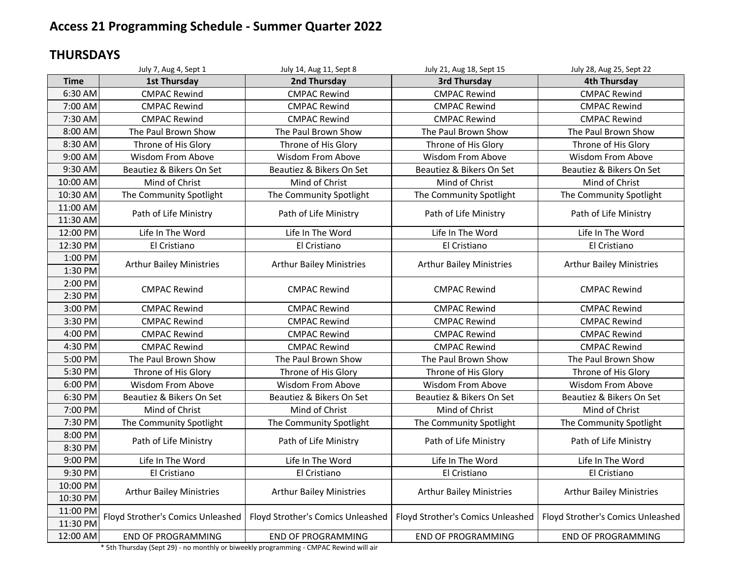# Access 21 Programming Schedule - Summer Quarter 2022

## THURSDAYS

| | July 7, Aug 4, Sept 1 | July 14, Aug 11, Sept 8 | July 21, Aug 18, Sept 15 | July 28, Aug 25, Sept 22 |
|---|---|---|---|---|
| **Time** | **1st Thursday** | **2nd Thursday** | **3rd Thursday** | **4th Thursday** |
| 6:30 AM | CMPAC Rewind | CMPAC Rewind | CMPAC Rewind | CMPAC Rewind |
| 7:00 AM | CMPAC Rewind | CMPAC Rewind | CMPAC Rewind | CMPAC Rewind |
| 7:30 AM | CMPAC Rewind | CMPAC Rewind | CMPAC Rewind | CMPAC Rewind |
| 8:00 AM | The Paul Brown Show | The Paul Brown Show | The Paul Brown Show | The Paul Brown Show |
| 8:30 AM | Throne of His Glory | Throne of His Glory | Throne of His Glory | Throne of His Glory |
| 9:00 AM | Wisdom From Above | Wisdom From Above | Wisdom From Above | Wisdom From Above |
| 9:30 AM | Beautiez & Bikers On Set | Beautiez & Bikers On Set | Beautiez & Bikers On Set | Beautiez & Bikers On Set |
| 10:00 AM | Mind of Christ | Mind of Christ | Mind of Christ | Mind of Christ |
| 10:30 AM | The Community Spotlight | The Community Spotlight | The Community Spotlight | The Community Spotlight |
| 11:00 AM | Path of Life Ministry | Path of Life Ministry | Path of Life Ministry | Path of Life Ministry |
| 11:30 AM | | | | |
| 12:00 PM | Life In The Word | Life In The Word | Life In The Word | Life In The Word |
| 12:30 PM | El Cristiano | El Cristiano | El Cristiano | El Cristiano |
| 1:00 PM | Arthur Bailey Ministries | Arthur Bailey Ministries | Arthur Bailey Ministries | Arthur Bailey Ministries |
| 1:30 PM | | | | |
| 2:00 PM | CMPAC Rewind | CMPAC Rewind | CMPAC Rewind | CMPAC Rewind |
| 2:30 PM | | | | |
| 3:00 PM | CMPAC Rewind | CMPAC Rewind | CMPAC Rewind | CMPAC Rewind |
| 3:30 PM | CMPAC Rewind | CMPAC Rewind | CMPAC Rewind | CMPAC Rewind |
| 4:00 PM | CMPAC Rewind | CMPAC Rewind | CMPAC Rewind | CMPAC Rewind |
| 4:30 PM | CMPAC Rewind | CMPAC Rewind | CMPAC Rewind | CMPAC Rewind |
| 5:00 PM | The Paul Brown Show | The Paul Brown Show | The Paul Brown Show | The Paul Brown Show |
| 5:30 PM | Throne of His Glory | Throne of His Glory | Throne of His Glory | Throne of His Glory |
| 6:00 PM | Wisdom From Above | Wisdom From Above | Wisdom From Above | Wisdom From Above |
| 6:30 PM | Beautiez & Bikers On Set | Beautiez & Bikers On Set | Beautiez & Bikers On Set | Beautiez & Bikers On Set |
| 7:00 PM | Mind of Christ | Mind of Christ | Mind of Christ | Mind of Christ |
| 7:30 PM | The Community Spotlight | The Community Spotlight | The Community Spotlight | The Community Spotlight |
| 8:00 PM | Path of Life Ministry | Path of Life Ministry | Path of Life Ministry | Path of Life Ministry |
| 8:30 PM | | | | |
| 9:00 PM | Life In The Word | Life In The Word | Life In The Word | Life In The Word |
| 9:30 PM | El Cristiano | El Cristiano | El Cristiano | El Cristiano |
| 10:00 PM | Arthur Bailey Ministries | Arthur Bailey Ministries | Arthur Bailey Ministries | Arthur Bailey Ministries |
| 10:30 PM | | | | |
| 11:00 PM | Floyd Strother's Comics Unleashed | Floyd Strother's Comics Unleashed | Floyd Strother's Comics Unleashed | Floyd Strother's Comics Unleashed |
| 11:30 PM | | | | |
| 12:00 AM | END OF PROGRAMMING | END OF PROGRAMMING | END OF PROGRAMMING | END OF PROGRAMMING |

* 5th Thursday (Sept 29) - no monthly or biweekly programming - CMPAC Rewind will air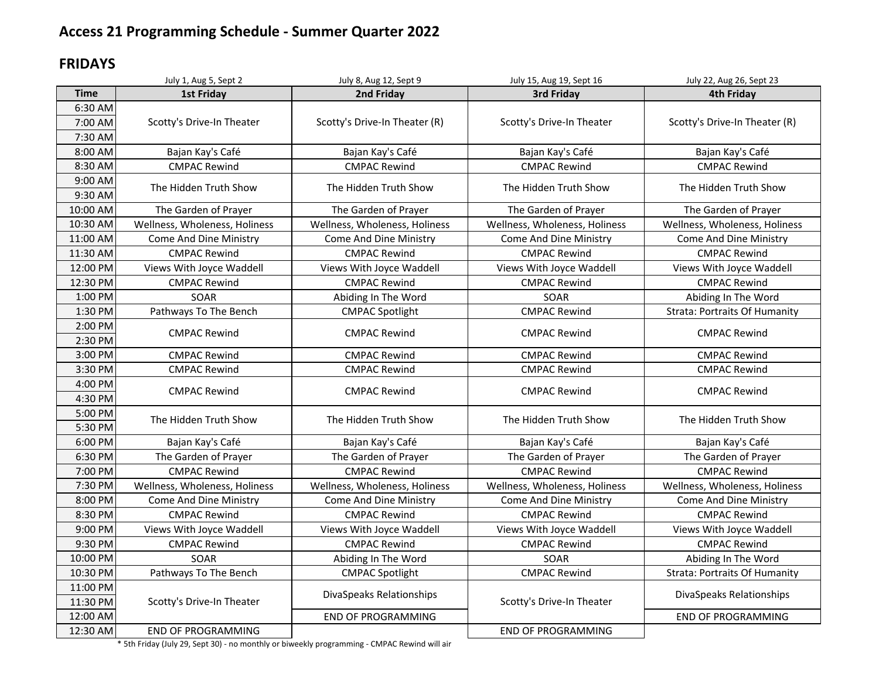# Access 21 Programming Schedule - Summer Quarter 2022

## FRIDAYS

| Time | 1st Friday | 2nd Friday | 3rd Friday | 4th Friday |
|---|---|---|---|---|
| | July 1, Aug 5, Sept 2 | July 8, Aug 12, Sept 9 | July 15, Aug 19, Sept 16 | July 22, Aug 26, Sept 23 |
| 6:30 AM | Scotty's Drive-In Theater | Scotty's Drive-In Theater (R) | Scotty's Drive-In Theater | Scotty's Drive-In Theater (R) |
| 7:00 AM | | | | |
| 7:30 AM | | | | |
| 8:00 AM | Bajan Kay's Café | Bajan Kay's Café | Bajan Kay's Café | Bajan Kay's Café |
| 8:30 AM | CMPAC Rewind | CMPAC Rewind | CMPAC Rewind | CMPAC Rewind |
| 9:00 AM | The Hidden Truth Show | The Hidden Truth Show | The Hidden Truth Show | The Hidden Truth Show |
| 9:30 AM | | | | |
| 10:00 AM | The Garden of Prayer | The Garden of Prayer | The Garden of Prayer | The Garden of Prayer |
| 10:30 AM | Wellness, Wholeness, Holiness | Wellness, Wholeness, Holiness | Wellness, Wholeness, Holiness | Wellness, Wholeness, Holiness |
| 11:00 AM | Come And Dine Ministry | Come And Dine Ministry | Come And Dine Ministry | Come And Dine Ministry |
| 11:30 AM | CMPAC Rewind | CMPAC Rewind | CMPAC Rewind | CMPAC Rewind |
| 12:00 PM | Views With Joyce Waddell | Views With Joyce Waddell | Views With Joyce Waddell | Views With Joyce Waddell |
| 12:30 PM | CMPAC Rewind | CMPAC Rewind | CMPAC Rewind | CMPAC Rewind |
| 1:00 PM | SOAR | Abiding In The Word | SOAR | Abiding In The Word |
| 1:30 PM | Pathways To The Bench | CMPAC Spotlight | CMPAC Rewind | Strata: Portraits Of Humanity |
| 2:00 PM | CMPAC Rewind | CMPAC Rewind | CMPAC Rewind | CMPAC Rewind |
| 2:30 PM | | | | |
| 3:00 PM | CMPAC Rewind | CMPAC Rewind | CMPAC Rewind | CMPAC Rewind |
| 3:30 PM | CMPAC Rewind | CMPAC Rewind | CMPAC Rewind | CMPAC Rewind |
| 4:00 PM | CMPAC Rewind | CMPAC Rewind | CMPAC Rewind | CMPAC Rewind |
| 4:30 PM | | | | |
| 5:00 PM | The Hidden Truth Show | The Hidden Truth Show | The Hidden Truth Show | The Hidden Truth Show |
| 5:30 PM | | | | |
| 6:00 PM | Bajan Kay's Café | Bajan Kay's Café | Bajan Kay's Café | Bajan Kay's Café |
| 6:30 PM | The Garden of Prayer | The Garden of Prayer | The Garden of Prayer | The Garden of Prayer |
| 7:00 PM | CMPAC Rewind | CMPAC Rewind | CMPAC Rewind | CMPAC Rewind |
| 7:30 PM | Wellness, Wholeness, Holiness | Wellness, Wholeness, Holiness | Wellness, Wholeness, Holiness | Wellness, Wholeness, Holiness |
| 8:00 PM | Come And Dine Ministry | Come And Dine Ministry | Come And Dine Ministry | Come And Dine Ministry |
| 8:30 PM | CMPAC Rewind | CMPAC Rewind | CMPAC Rewind | CMPAC Rewind |
| 9:00 PM | Views With Joyce Waddell | Views With Joyce Waddell | Views With Joyce Waddell | Views With Joyce Waddell |
| 9:30 PM | CMPAC Rewind | CMPAC Rewind | CMPAC Rewind | CMPAC Rewind |
| 10:00 PM | SOAR | Abiding In The Word | SOAR | Abiding In The Word |
| 10:30 PM | Pathways To The Bench | CMPAC Spotlight | CMPAC Rewind | Strata: Portraits Of Humanity |
| 11:00 PM | Scotty's Drive-In Theater | DivaSpeaks Relationships | Scotty's Drive-In Theater | DivaSpeaks Relationships |
| 11:30 PM | | | | |
| 12:00 AM | | END OF PROGRAMMING | | END OF PROGRAMMING |
| 12:30 AM | END OF PROGRAMMING | | END OF PROGRAMMING | |

* 5th Friday (July 29, Sept 30) - no monthly or biweekly programming - CMPAC Rewind will air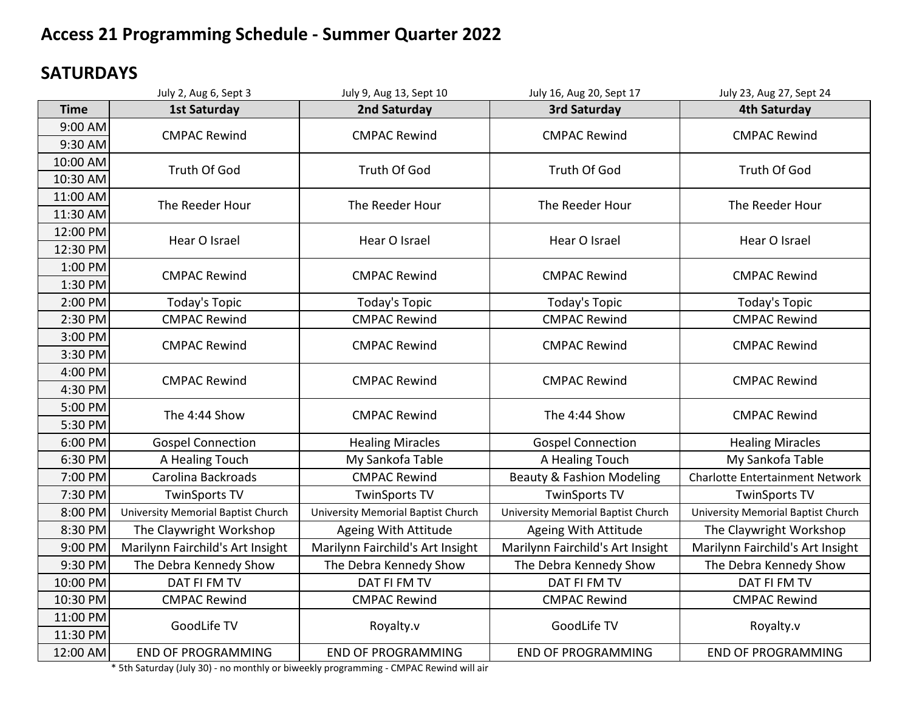# Access 21 Programming Schedule - Summer Quarter 2022

## SATURDAYS

| | July 2, Aug 6, Sept 3 | July 9, Aug 13, Sept 10 | July 16, Aug 20, Sept 17 | July 23, Aug 27, Sept 24 |
|---|---|---|---|---|
| **Time** | **1st Saturday** | **2nd Saturday** | **3rd Saturday** | **4th Saturday** |
| 9:00 AM | CMPAC Rewind | CMPAC Rewind | CMPAC Rewind | CMPAC Rewind |
| 9:30 AM | | | | |
| 10:00 AM | Truth Of God | Truth Of God | Truth Of God | Truth Of God |
| 10:30 AM | | | | |
| 11:00 AM | The Reeder Hour | The Reeder Hour | The Reeder Hour | The Reeder Hour |
| 11:30 AM | | | | |
| 12:00 PM | Hear O Israel | Hear O Israel | Hear O Israel | Hear O Israel |
| 12:30 PM | | | | |
| 1:00 PM | CMPAC Rewind | CMPAC Rewind | CMPAC Rewind | CMPAC Rewind |
| 1:30 PM | | | | |
| 2:00 PM | Today's Topic | Today's Topic | Today's Topic | Today's Topic |
| 2:30 PM | CMPAC Rewind | CMPAC Rewind | CMPAC Rewind | CMPAC Rewind |
| 3:00 PM | CMPAC Rewind | CMPAC Rewind | CMPAC Rewind | CMPAC Rewind |
| 3:30 PM | | | | |
| 4:00 PM | CMPAC Rewind | CMPAC Rewind | CMPAC Rewind | CMPAC Rewind |
| 4:30 PM | | | | |
| 5:00 PM | The 4:44 Show | CMPAC Rewind | The 4:44 Show | CMPAC Rewind |
| 5:30 PM | | | | |
| 6:00 PM | Gospel Connection | Healing Miracles | Gospel Connection | Healing Miracles |
| 6:30 PM | A Healing Touch | My Sankofa Table | A Healing Touch | My Sankofa Table |
| 7:00 PM | Carolina Backroads | CMPAC Rewind | Beauty & Fashion Modeling | Charlotte Entertainment Network |
| 7:30 PM | TwinSports TV | TwinSports TV | TwinSports TV | TwinSports TV |
| 8:00 PM | University Memorial Baptist Church | University Memorial Baptist Church | University Memorial Baptist Church | University Memorial Baptist Church |
| 8:30 PM | The Claywright Workshop | Ageing With Attitude | Ageing With Attitude | The Claywright Workshop |
| 9:00 PM | Marilynn Fairchild's Art Insight | Marilynn Fairchild's Art Insight | Marilynn Fairchild's Art Insight | Marilynn Fairchild's Art Insight |
| 9:30 PM | The Debra Kennedy Show | The Debra Kennedy Show | The Debra Kennedy Show | The Debra Kennedy Show |
| 10:00 PM | DAT FI FM TV | DAT FI FM TV | DAT FI FM TV | DAT FI FM TV |
| 10:30 PM | CMPAC Rewind | CMPAC Rewind | CMPAC Rewind | CMPAC Rewind |
| 11:00 PM | GoodLife TV | Royalty.v | GoodLife TV | Royalty.v |
| 11:30 PM | | | | |
| 12:00 AM | END OF PROGRAMMING | END OF PROGRAMMING | END OF PROGRAMMING | END OF PROGRAMMING |

* 5th Saturday (July 30) - no monthly or biweekly programming - CMPAC Rewind will air